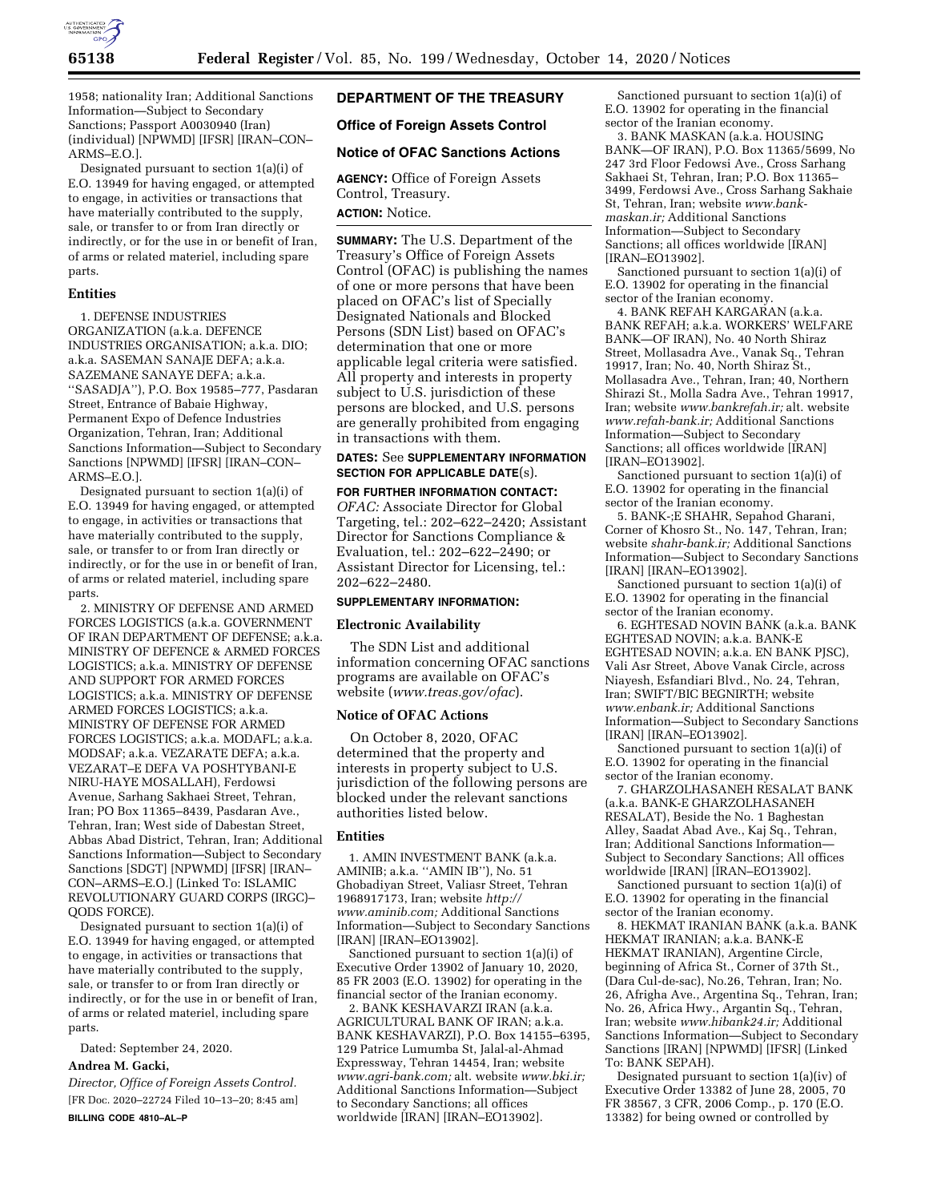1958; nationality Iran; Additional Sanctions Information—Subject to Secondary Sanctions; Passport A0030940 (Iran) (individual) [NPWMD] [IFSR] [IRAN–CON–ARMS–E.O.].

Designated pursuant to section 1(a)(i) of E.O. 13949 for having engaged, or attempted to engage, in activities or transactions that have materially contributed to the supply, sale, or transfer to or from Iran directly or indirectly, or for the use in or benefit of Iran, of arms or related materiel, including spare parts.

**Entities**

1. DEFENSE INDUSTRIES ORGANIZATION (a.k.a. DEFENCE INDUSTRIES ORGANISATION; a.k.a. DIO; a.k.a. SASEMAN SANAJE DEFA; a.k.a. SAZEMANE SANAYE DEFA; a.k.a. ''SASADJA''), P.O. Box 19585–777, Pasdaran Street, Entrance of Babaie Highway, Permanent Expo of Defence Industries Organization, Tehran, Iran; Additional Sanctions Information—Subject to Secondary Sanctions [NPWMD] [IFSR] [IRAN–CON–ARMS–E.O.].

Designated pursuant to section 1(a)(i) of E.O. 13949 for having engaged, or attempted to engage, in activities or transactions that have materially contributed to the supply, sale, or transfer to or from Iran directly or indirectly, or for the use in or benefit of Iran, of arms or related materiel, including spare parts.

2. MINISTRY OF DEFENSE AND ARMED FORCES LOGISTICS (a.k.a. GOVERNMENT OF IRAN DEPARTMENT OF DEFENSE; a.k.a. MINISTRY OF DEFENCE & ARMED FORCES LOGISTICS; a.k.a. MINISTRY OF DEFENSE AND SUPPORT FOR ARMED FORCES LOGISTICS; a.k.a. MINISTRY OF DEFENSE ARMED FORCES LOGISTICS; a.k.a. MINISTRY OF DEFENSE FOR ARMED FORCES LOGISTICS; a.k.a. MODAFL; a.k.a. MODSAF; a.k.a. VEZARATE DEFA; a.k.a. VEZARAT–E DEFA VA POSHTYBANI-E NIRU-HAYE MOSALLAH), Ferdowsi Avenue, Sarhang Sakhaei Street, Tehran, Iran; PO Box 11365–8439, Pasdaran Ave., Tehran, Iran; West side of Dabestan Street, Abbas Abad District, Tehran, Iran; Additional Sanctions Information—Subject to Secondary Sanctions [SDGT] [NPWMD] [IFSR] [IRAN–CON–ARMS–E.O.] (Linked To: ISLAMIC REVOLUTIONARY GUARD CORPS (IRGC)–QODS FORCE).

Designated pursuant to section 1(a)(i) of E.O. 13949 for having engaged, or attempted to engage, in activities or transactions that have materially contributed to the supply, sale, or transfer to or from Iran directly or indirectly, or for the use in or benefit of Iran, of arms or related materiel, including spare parts.

Dated: September 24, 2020.

**Andrea M. Gacki,**

*Director, Office of Foreign Assets Control.*

[FR Doc. 2020–22724 Filed 10–13–20; 8:45 am]

**BILLING CODE 4810–AL–P**

## DEPARTMENT OF THE TREASURY

### Office of Foreign Assets Control

### Notice of OFAC Sanctions Actions

**AGENCY:** Office of Foreign Assets Control, Treasury.

**ACTION:** Notice.

**SUMMARY:** The U.S. Department of the Treasury's Office of Foreign Assets Control (OFAC) is publishing the names of one or more persons that have been placed on OFAC's list of Specially Designated Nationals and Blocked Persons (SDN List) based on OFAC's determination that one or more applicable legal criteria were satisfied. All property and interests in property subject to U.S. jurisdiction of these persons are blocked, and U.S. persons are generally prohibited from engaging in transactions with them.

**DATES:** See **SUPPLEMENTARY INFORMATION SECTION FOR APPLICABLE DATE**(s).

**FOR FURTHER INFORMATION CONTACT:** *OFAC:* Associate Director for Global Targeting, tel.: 202–622–2420; Assistant Director for Sanctions Compliance & Evaluation, tel.: 202–622–2490; or Assistant Director for Licensing, tel.: 202–622–2480.

**SUPPLEMENTARY INFORMATION:**

**Electronic Availability**

The SDN List and additional information concerning OFAC sanctions programs are available on OFAC's website (*www.treas.gov/ofac*).

**Notice of OFAC Actions**

On October 8, 2020, OFAC determined that the property and interests in property subject to U.S. jurisdiction of the following persons are blocked under the relevant sanctions authorities listed below.

**Entities**

1. AMIN INVESTMENT BANK (a.k.a. AMINIB; a.k.a. ''AMIN IB''), No. 51 Ghobadiyan Street, Valiasr Street, Tehran 1968917173, Iran; website *http://www.aminib.com;* Additional Sanctions Information—Subject to Secondary Sanctions [IRAN] [IRAN–EO13902].

Sanctioned pursuant to section 1(a)(i) of Executive Order 13902 of January 10, 2020, 85 FR 2003 (E.O. 13902) for operating in the financial sector of the Iranian economy.

2. BANK KESHAVARZI IRAN (a.k.a. AGRICULTURAL BANK OF IRAN; a.k.a. BANK KESHAVARZI), P.O. Box 14155–6395, 129 Patrice Lumumba St, Jalal-al-Ahmad Expressway, Tehran 14454, Iran; website *www.agri-bank.com;* alt. website *www.bki.ir;* Additional Sanctions Information—Subject to Secondary Sanctions; all offices worldwide [IRAN] [IRAN–EO13902].

Sanctioned pursuant to section 1(a)(i) of E.O. 13902 for operating in the financial sector of the Iranian economy.

3. BANK MASKAN (a.k.a. HOUSING BANK—OF IRAN), P.O. Box 11365/5699, No 247 3rd Floor Fedowsi Ave., Cross Sarhang Sakhaei St, Tehran, Iran; P.O. Box 11365–3499, Ferdowsi Ave., Cross Sarhang Sakhaie St, Tehran, Iran; website *www.bank-maskan.ir;* Additional Sanctions Information—Subject to Secondary Sanctions; all offices worldwide [IRAN] [IRAN–EO13902].

Sanctioned pursuant to section 1(a)(i) of E.O. 13902 for operating in the financial sector of the Iranian economy.

4. BANK REFAH KARGARAN (a.k.a. BANK REFAH; a.k.a. WORKERS' WELFARE BANK—OF IRAN), No. 40 North Shiraz Street, Mollasadra Ave., Vanak Sq., Tehran 19917, Iran; No. 40, North Shiraz St., Mollasadra Ave., Tehran, Iran; 40, Northern Shirazi St., Molla Sadra Ave., Tehran 19917, Iran; website *www.bankrefah.ir;* alt. website *www.refah-bank.ir;* Additional Sanctions Information—Subject to Secondary Sanctions; all offices worldwide [IRAN] [IRAN–EO13902].

Sanctioned pursuant to section 1(a)(i) of E.O. 13902 for operating in the financial sector of the Iranian economy.

5. BANK-;E SHAHR, Sepahod Gharani, Corner of Khosro St., No. 147, Tehran, Iran; website *shahr-bank.ir;* Additional Sanctions Information—Subject to Secondary Sanctions [IRAN] [IRAN–EO13902].

Sanctioned pursuant to section 1(a)(i) of E.O. 13902 for operating in the financial sector of the Iranian economy.

6. EGHTESAD NOVIN BANK (a.k.a. BANK EGHTESAD NOVIN; a.k.a. BANK-E EGHTESAD NOVIN; a.k.a. EN BANK PJSC), Vali Asr Street, Above Vanak Circle, across Niayesh, Esfandiari Blvd., No. 24, Tehran, Iran; SWIFT/BIC BEGNIRTH; website *www.enbank.ir;* Additional Sanctions Information—Subject to Secondary Sanctions [IRAN] [IRAN–EO13902].

Sanctioned pursuant to section 1(a)(i) of E.O. 13902 for operating in the financial sector of the Iranian economy.

7. GHARZOLHASANEH RESALAT BANK (a.k.a. BANK-E GHARZOLHASANEH RESALAT), Beside the No. 1 Baghestan Alley, Saadat Abad Ave., Kaj Sq., Tehran, Iran; Additional Sanctions Information—Subject to Secondary Sanctions; All offices worldwide [IRAN] [IRAN–EO13902].

Sanctioned pursuant to section 1(a)(i) of E.O. 13902 for operating in the financial sector of the Iranian economy.

8. HEKMAT IRANIAN BANK (a.k.a. BANK HEKMAT IRANIAN; a.k.a. BANK-E HEKMAT IRANIAN), Argentine Circle, beginning of Africa St., Corner of 37th St., (Dara Cul-de-sac), No.26, Tehran, Iran; No. 26, Afrigha Ave., Argentina Sq., Tehran, Iran; No. 26, Africa Hwy., Argantin Sq., Tehran, Iran; website *www.hibank24.ir;* Additional Sanctions Information—Subject to Secondary Sanctions [IRAN] [NPWMD] [IFSR] (Linked To: BANK SEPAH).

Designated pursuant to section 1(a)(iv) of Executive Order 13382 of June 28, 2005, 70 FR 38567, 3 CFR, 2006 Comp., p. 170 (E.O. 13382) for being owned or controlled by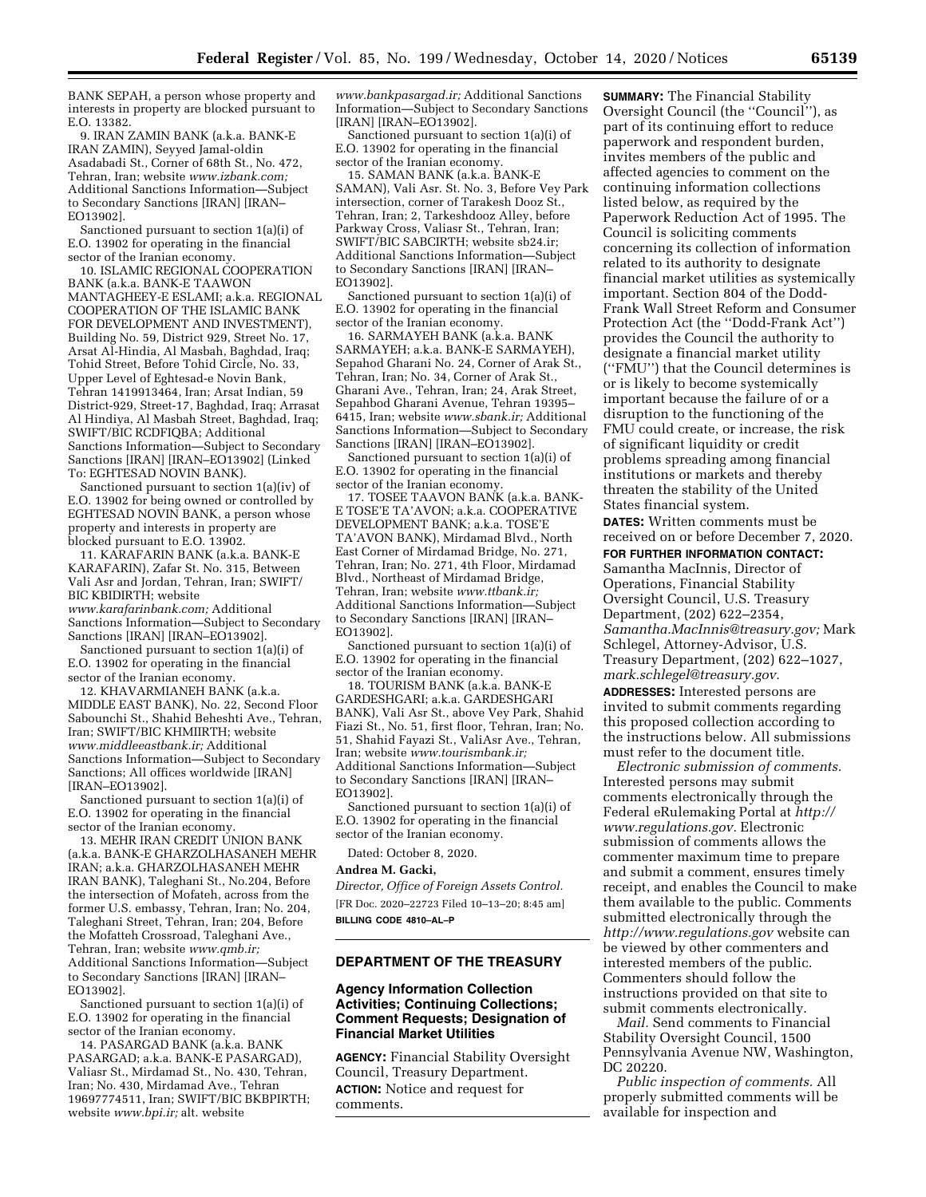BANK SEPAH, a person whose property and interests in property are blocked pursuant to E.O. 13382.

9. IRAN ZAMIN BANK (a.k.a. BANK-E IRAN ZAMIN), Seyyed Jamal-oldin Asadabadi St., Corner of 68th St., No. 472, Tehran, Iran; website *www.izbank.com;* Additional Sanctions Information—Subject to Secondary Sanctions [IRAN] [IRAN–EO13902].

Sanctioned pursuant to section 1(a)(i) of E.O. 13902 for operating in the financial sector of the Iranian economy.

10. ISLAMIC REGIONAL COOPERATION BANK (a.k.a. BANK-E TAAWON MANTAGHEEY-E ESLAMI; a.k.a. REGIONAL COOPERATION OF THE ISLAMIC BANK FOR DEVELOPMENT AND INVESTMENT), Building No. 59, District 929, Street No. 17, Arsat Al-Hindia, Al Masbah, Baghdad, Iraq; Tohid Street, Before Tohid Circle, No. 33, Upper Level of Eghtesad-e Novin Bank, Tehran 1419913464, Iran; Arsat Indian, 59 District-929, Street-17, Baghdad, Iraq; Arrasat Al Hindiya, Al Masbah Street, Baghdad, Iraq; SWIFT/BIC RCDFIQBA; Additional Sanctions Information—Subject to Secondary Sanctions [IRAN] [IRAN–EO13902] (Linked To: EGHTESAD NOVIN BANK).

Sanctioned pursuant to section 1(a)(iv) of E.O. 13902 for being owned or controlled by EGHTESAD NOVIN BANK, a person whose property and interests in property are blocked pursuant to E.O. 13902.

11. KARAFARIN BANK (a.k.a. BANK-E KARAFARIN), Zafar St. No. 315, Between Vali Asr and Jordan, Tehran, Iran; SWIFT/BIC KBIDIRTH; website *www.karafarinbank.com;* Additional Sanctions Information—Subject to Secondary Sanctions [IRAN] [IRAN–EO13902].

Sanctioned pursuant to section 1(a)(i) of E.O. 13902 for operating in the financial sector of the Iranian economy.

12. KHAVARMIANEH BANK (a.k.a. MIDDLE EAST BANK), No. 22, Second Floor Sabounchi St., Shahid Beheshti Ave., Tehran, Iran; SWIFT/BIC KHMIIRTH; website *www.middleeastbank.ir;* Additional Sanctions Information—Subject to Secondary Sanctions; All offices worldwide [IRAN] [IRAN–EO13902].

Sanctioned pursuant to section 1(a)(i) of E.O. 13902 for operating in the financial sector of the Iranian economy.

13. MEHR IRAN CREDIT UNION BANK (a.k.a. BANK-E GHARZOLHASANEH MEHR IRAN; a.k.a. GHARZOLHASANEH MEHR IRAN BANK), Taleghani St., No.204, Before the intersection of Mofateh, across from the former U.S. embassy, Tehran, Iran; No. 204, Taleghani Street, Tehran, Iran; 204, Before the Mofatteh Crossroad, Taleghani Ave., Tehran, Iran; website *www.qmb.ir;* Additional Sanctions Information—Subject to Secondary Sanctions [IRAN] [IRAN–EO13902].

Sanctioned pursuant to section 1(a)(i) of E.O. 13902 for operating in the financial sector of the Iranian economy.

14. PASARGAD BANK (a.k.a. BANK PASARGAD; a.k.a. BANK-E PASARGAD), Valiasr St., Mirdamad St., No. 430, Tehran, Iran; No. 430, Mirdamad Ave., Tehran 19697774511, Iran; SWIFT/BIC BKBPIRTH; website *www.bpi.ir;* alt. website *www.bankpasargad.ir;* Additional Sanctions Information—Subject to Secondary Sanctions [IRAN] [IRAN–EO13902].

Sanctioned pursuant to section 1(a)(i) of E.O. 13902 for operating in the financial sector of the Iranian economy.

15. SAMAN BANK (a.k.a. BANK-E SAMAN), Vali Asr. St. No. 3, Before Vey Park intersection, corner of Tarakesh Dooz St., Tehran, Iran; 2, Tarkeshdooz Alley, before Parkway Cross, Valiasr St., Tehran, Iran; SWIFT/BIC SABCIRTH; website sb24.ir; Additional Sanctions Information—Subject to Secondary Sanctions [IRAN] [IRAN–EO13902].

Sanctioned pursuant to section 1(a)(i) of E.O. 13902 for operating in the financial sector of the Iranian economy.

16. SARMAYEH BANK (a.k.a. BANK SARMAYEH; a.k.a. BANK-E SARMAYEH), Sepahod Gharani No. 24, Corner of Arak St., Tehran, Iran; No. 34, Corner of Arak St., Gharani Ave., Tehran, Iran; 24, Arak Street, Sepahbod Gharani Avenue, Tehran 19395–6415, Iran; website *www.sbank.ir;* Additional Sanctions Information—Subject to Secondary Sanctions [IRAN] [IRAN–EO13902].

Sanctioned pursuant to section 1(a)(i) of E.O. 13902 for operating in the financial sector of the Iranian economy.

17. TOSEE TAAVON BANK (a.k.a. BANK-E TOSE'E TA'AVON; a.k.a. COOPERATIVE DEVELOPMENT BANK; a.k.a. TOSE'E TA'AVON BANK), Mirdamad Blvd., North East Corner of Mirdamad Bridge, No. 271, Tehran, Iran; No. 271, 4th Floor, Mirdamad Blvd., Northeast of Mirdamad Bridge, Tehran, Iran; website *www.ttbank.ir;* Additional Sanctions Information—Subject to Secondary Sanctions [IRAN] [IRAN–EO13902].

Sanctioned pursuant to section 1(a)(i) of E.O. 13902 for operating in the financial sector of the Iranian economy.

18. TOURISM BANK (a.k.a. BANK-E GARDESHGARI; a.k.a. GARDESHGARI BANK), Vali Asr St., above Vey Park, Shahid Fiazi St., No. 51, first floor, Tehran, Iran; No. 51, Shahid Fayazi St., ValiAsr Ave., Tehran, Iran; website *www.tourismbank.ir;* Additional Sanctions Information—Subject to Secondary Sanctions [IRAN] [IRAN–EO13902].

Sanctioned pursuant to section 1(a)(i) of E.O. 13902 for operating in the financial sector of the Iranian economy.

Dated: October 8, 2020.

**Andrea M. Gacki,**

*Director, Office of Foreign Assets Control.*

[FR Doc. 2020–22723 Filed 10–13–20; 8:45 am]

**BILLING CODE 4810–AL–P**

## DEPARTMENT OF THE TREASURY

### Agency Information Collection Activities; Continuing Collections; Comment Requests; Designation of Financial Market Utilities

**AGENCY:** Financial Stability Oversight Council, Treasury Department.

**ACTION:** Notice and request for comments.

**SUMMARY:** The Financial Stability Oversight Council (the "Council"), as part of its continuing effort to reduce paperwork and respondent burden, invites members of the public and affected agencies to comment on the continuing information collections listed below, as required by the Paperwork Reduction Act of 1995. The Council is soliciting comments concerning its collection of information related to its authority to designate financial market utilities as systemically important. Section 804 of the Dodd-Frank Wall Street Reform and Consumer Protection Act (the "Dodd-Frank Act") provides the Council the authority to designate a financial market utility ("FMU") that the Council determines is or is likely to become systemically important because the failure of or a disruption to the functioning of the FMU could create, or increase, the risk of significant liquidity or credit problems spreading among financial institutions or markets and thereby threaten the stability of the United States financial system.

**DATES:** Written comments must be received on or before December 7, 2020.

**FOR FURTHER INFORMATION CONTACT:** Samantha MacInnis, Director of Operations, Financial Stability Oversight Council, U.S. Treasury Department, (202) 622–2354, *Samantha.MacInnis@treasury.gov;* Mark Schlegel, Attorney-Advisor, U.S. Treasury Department, (202) 622–1027, *mark.schlegel@treasury.gov.*

**ADDRESSES:** Interested persons are invited to submit comments regarding this proposed collection according to the instructions below. All submissions must refer to the document title.

*Electronic submission of comments.* Interested persons may submit comments electronically through the Federal eRulemaking Portal at *http://www.regulations.gov.* Electronic submission of comments allows the commenter maximum time to prepare and submit a comment, ensures timely receipt, and enables the Council to make them available to the public. Comments submitted electronically through the *http://www.regulations.gov* website can be viewed by other commenters and interested members of the public. Commenters should follow the instructions provided on that site to submit comments electronically.

*Mail.* Send comments to Financial Stability Oversight Council, 1500 Pennsylvania Avenue NW, Washington, DC 20220.

*Public inspection of comments.* All properly submitted comments will be available for inspection and